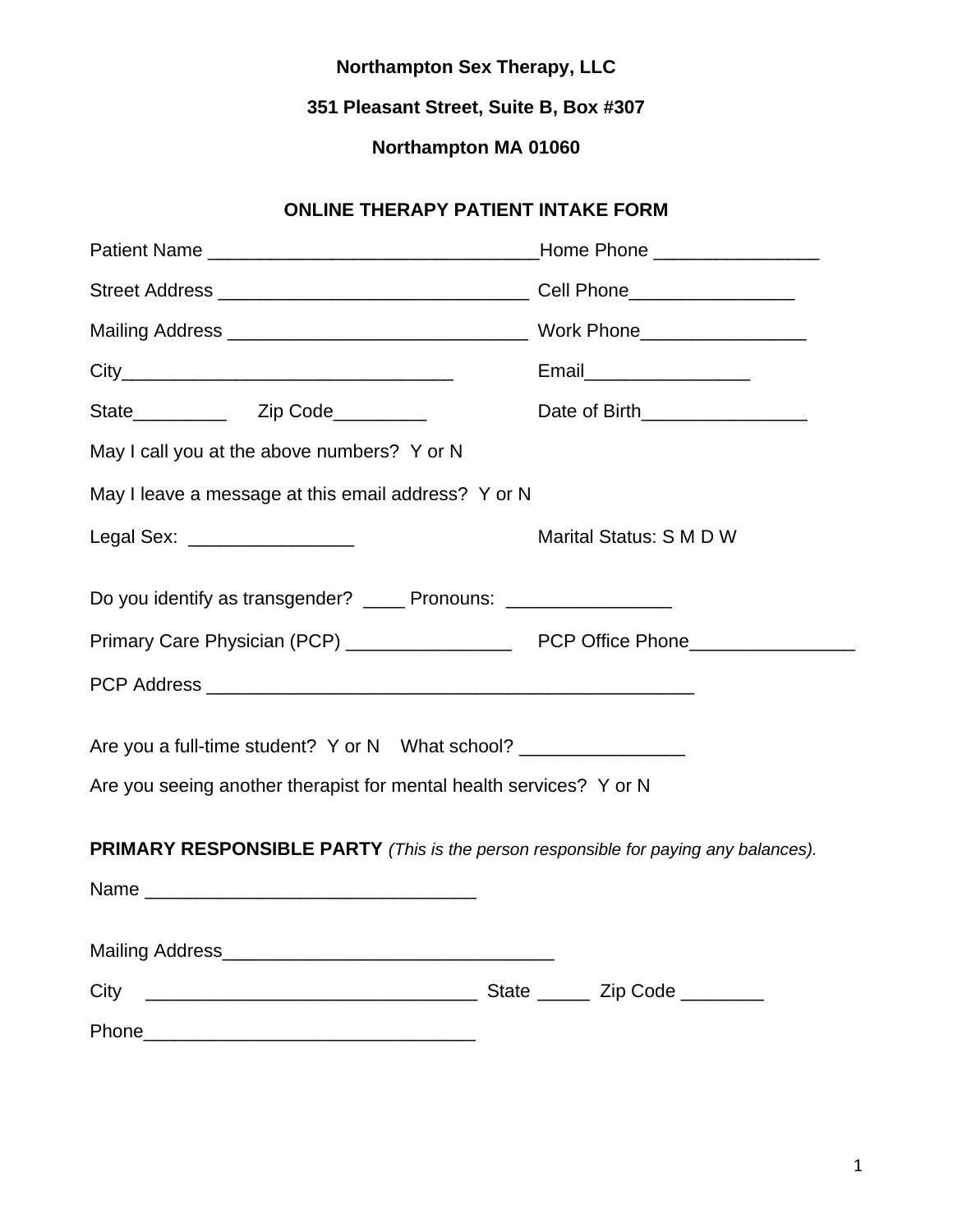**Northampton Sex Therapy, LLC**

**351 Pleasant Street, Suite B, Box #307**

**Northampton MA 01060**

## ONLINE THERAPY PATIENT INTAKE FORM

Patient Name ________________________________Home Phone ________________

Street Address ______________________________ Cell Phone________________

Mailing Address _____________________________ Work Phone________________

City________________________________ Email________________

State_________ Zip Code_________ Date of Birth________________

May I call you at the above numbers? Y or N

May I leave a message at this email address? Y or N

Legal Sex: ________________ Marital Status: S M D W

Do you identify as transgender? ____ Pronouns: ________________

Primary Care Physician (PCP) ________________ PCP Office Phone________________

PCP Address ________________________________________________

Are you a full-time student? Y or N What school? ________________

Are you seeing another therapist for mental health services? Y or N

**PRIMARY RESPONSIBLE PARTY** *(This is the person responsible for paying any balances).*

Name ________________________________

Mailing Address________________________________

City ________________________________ State _____ Zip Code ________

Phone________________________________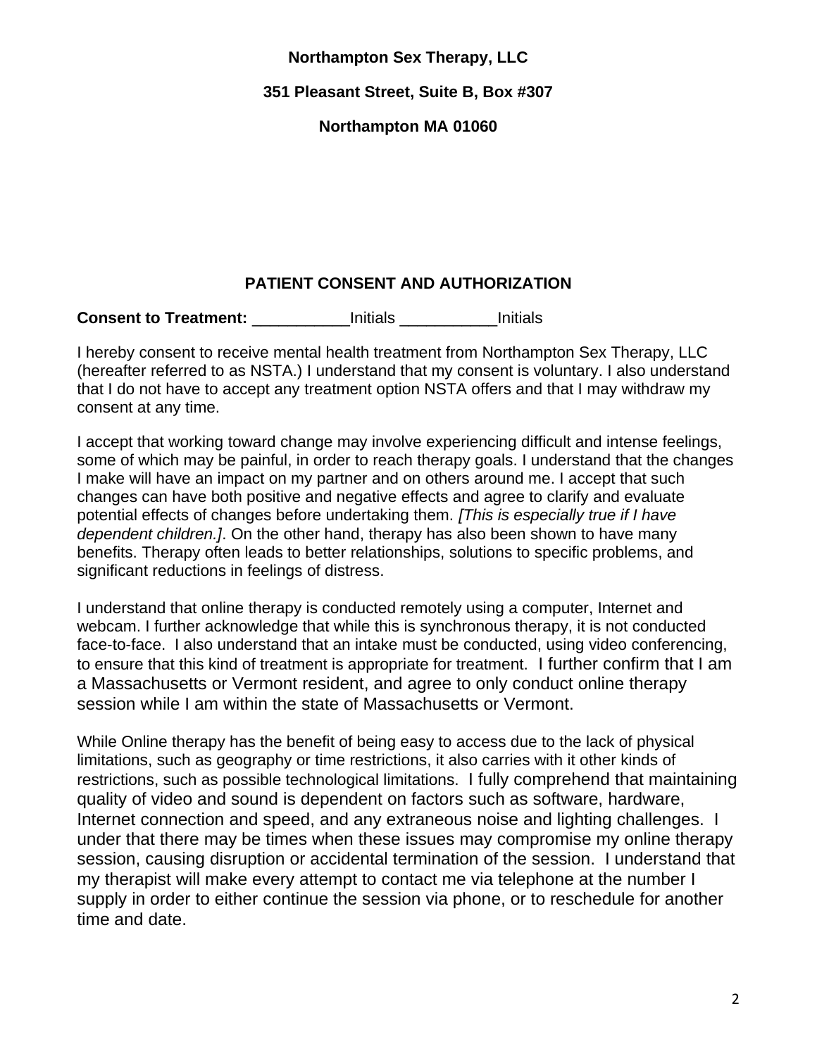**Northampton Sex Therapy, LLC**

**351 Pleasant Street, Suite B, Box #307**

**Northampton MA 01060**

## PATIENT CONSENT AND AUTHORIZATION

**Consent to Treatment:** ___________Initials ___________Initials

I hereby consent to receive mental health treatment from Northampton Sex Therapy, LLC (hereafter referred to as NSTA.) I understand that my consent is voluntary. I also understand that I do not have to accept any treatment option NSTA offers and that I may withdraw my consent at any time.

I accept that working toward change may involve experiencing difficult and intense feelings, some of which may be painful, in order to reach therapy goals. I understand that the changes I make will have an impact on my partner and on others around me. I accept that such changes can have both positive and negative effects and agree to clarify and evaluate potential effects of changes before undertaking them. *[This is especially true if I have dependent children.]*. On the other hand, therapy has also been shown to have many benefits. Therapy often leads to better relationships, solutions to specific problems, and significant reductions in feelings of distress.

I understand that online therapy is conducted remotely using a computer, Internet and webcam. I further acknowledge that while this is synchronous therapy, it is not conducted face-to-face. I also understand that an intake must be conducted, using video conferencing, to ensure that this kind of treatment is appropriate for treatment. I further confirm that I am a Massachusetts or Vermont resident, and agree to only conduct online therapy session while I am within the state of Massachusetts or Vermont.

While Online therapy has the benefit of being easy to access due to the lack of physical limitations, such as geography or time restrictions, it also carries with it other kinds of restrictions, such as possible technological limitations. I fully comprehend that maintaining quality of video and sound is dependent on factors such as software, hardware, Internet connection and speed, and any extraneous noise and lighting challenges. I under that there may be times when these issues may compromise my online therapy session, causing disruption or accidental termination of the session. I understand that my therapist will make every attempt to contact me via telephone at the number I supply in order to either continue the session via phone, or to reschedule for another time and date.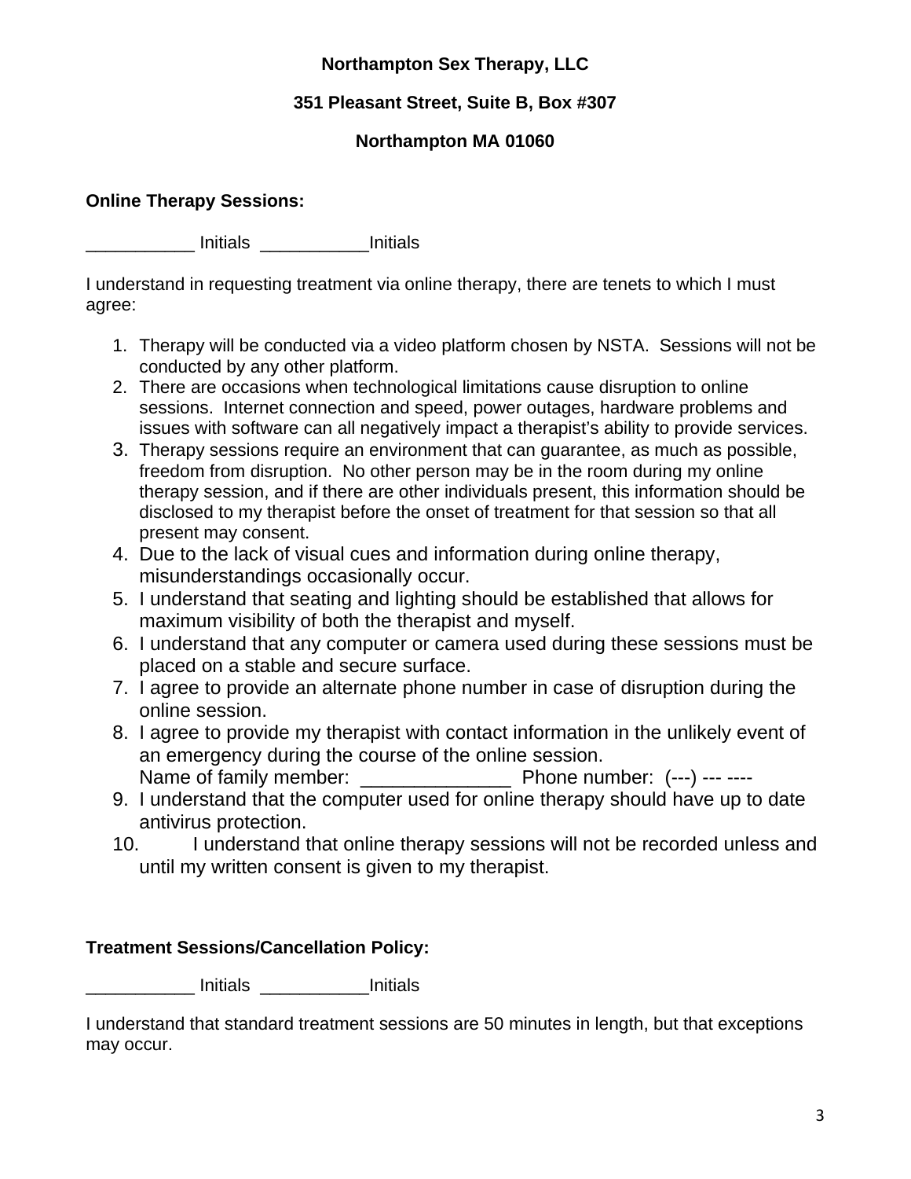**Northampton Sex Therapy, LLC**

**351 Pleasant Street, Suite B, Box #307**

**Northampton MA 01060**

**Online Therapy Sessions:**

___________ Initials ___________Initials

I understand in requesting treatment via online therapy, there are tenets to which I must agree:

1. Therapy will be conducted via a video platform chosen by NSTA. Sessions will not be conducted by any other platform.
2. There are occasions when technological limitations cause disruption to online sessions. Internet connection and speed, power outages, hardware problems and issues with software can all negatively impact a therapist's ability to provide services.
3. Therapy sessions require an environment that can guarantee, as much as possible, freedom from disruption. No other person may be in the room during my online therapy session, and if there are other individuals present, this information should be disclosed to my therapist before the onset of treatment for that session so that all present may consent.
4. Due to the lack of visual cues and information during online therapy, misunderstandings occasionally occur.
5. I understand that seating and lighting should be established that allows for maximum visibility of both the therapist and myself.
6. I understand that any computer or camera used during these sessions must be placed on a stable and secure surface.
7. I agree to provide an alternate phone number in case of disruption during the online session.
8. I agree to provide my therapist with contact information in the unlikely event of an emergency during the course of the online session.
   Name of family member: ______________ Phone number: (---) --- ----
9. I understand that the computer used for online therapy should have up to date antivirus protection.
10. I understand that online therapy sessions will not be recorded unless and until my written consent is given to my therapist.

**Treatment Sessions/Cancellation Policy:**

___________ Initials ___________Initials

I understand that standard treatment sessions are 50 minutes in length, but that exceptions may occur.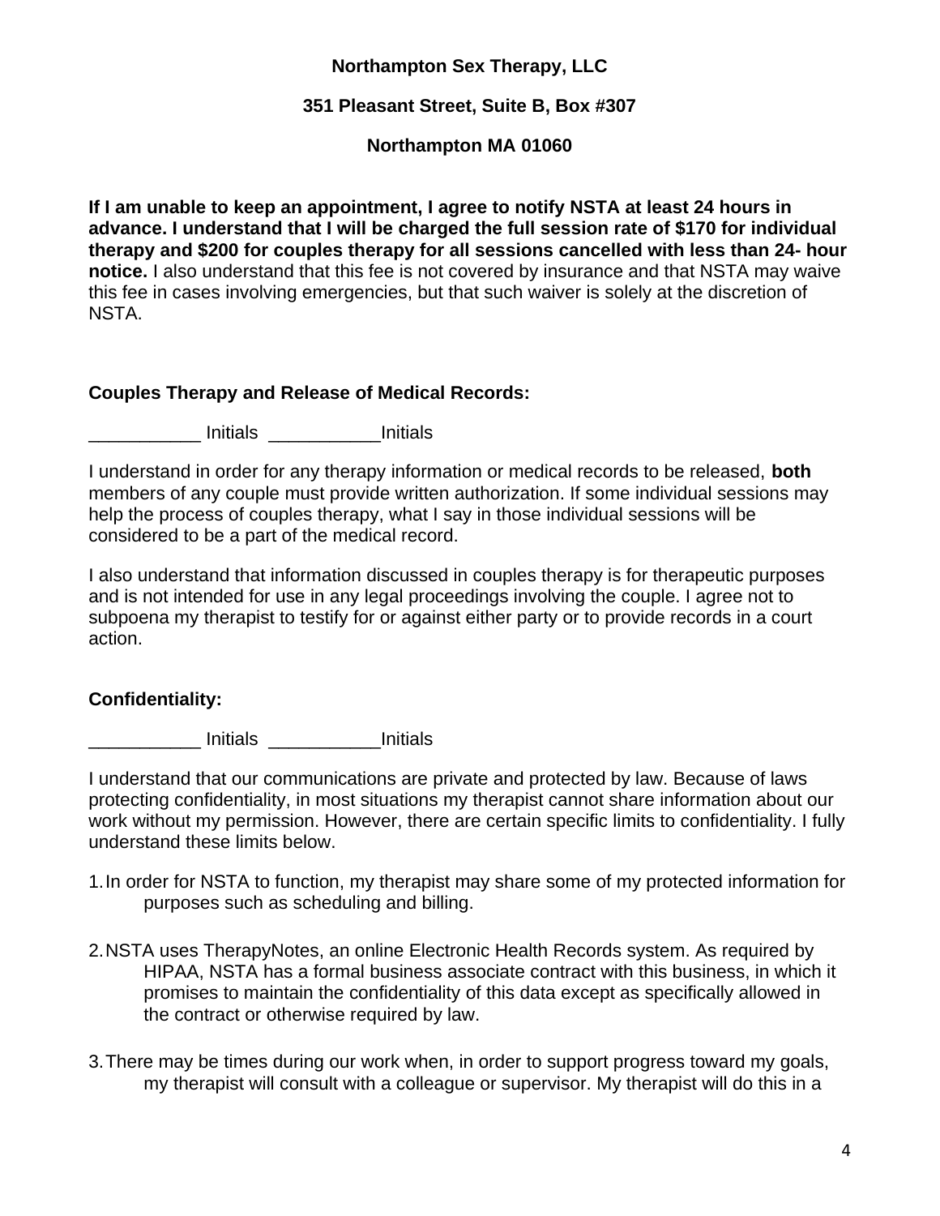**Northampton Sex Therapy, LLC**

**351 Pleasant Street, Suite B, Box #307**

**Northampton MA 01060**

**If I am unable to keep an appointment, I agree to notify NSTA at least 24 hours in advance. I understand that I will be charged the full session rate of $170 for individual therapy and $200 for couples therapy for all sessions cancelled with less than 24- hour notice.** I also understand that this fee is not covered by insurance and that NSTA may waive this fee in cases involving emergencies, but that such waiver is solely at the discretion of NSTA.

**Couples Therapy and Release of Medical Records:**

___________ Initials ___________Initials

I understand in order for any therapy information or medical records to be released, **both** members of any couple must provide written authorization. If some individual sessions may help the process of couples therapy, what I say in those individual sessions will be considered to be a part of the medical record.

I also understand that information discussed in couples therapy is for therapeutic purposes and is not intended for use in any legal proceedings involving the couple. I agree not to subpoena my therapist to testify for or against either party or to provide records in a court action.

**Confidentiality:**

___________ Initials ___________Initials

I understand that our communications are private and protected by law. Because of laws protecting confidentiality, in most situations my therapist cannot share information about our work without my permission. However, there are certain specific limits to confidentiality. I fully understand these limits below.

1. In order for NSTA to function, my therapist may share some of my protected information for purposes such as scheduling and billing.

2. NSTA uses TherapyNotes, an online Electronic Health Records system. As required by HIPAA, NSTA has a formal business associate contract with this business, in which it promises to maintain the confidentiality of this data except as specifically allowed in the contract or otherwise required by law.

3. There may be times during our work when, in order to support progress toward my goals, my therapist will consult with a colleague or supervisor. My therapist will do this in a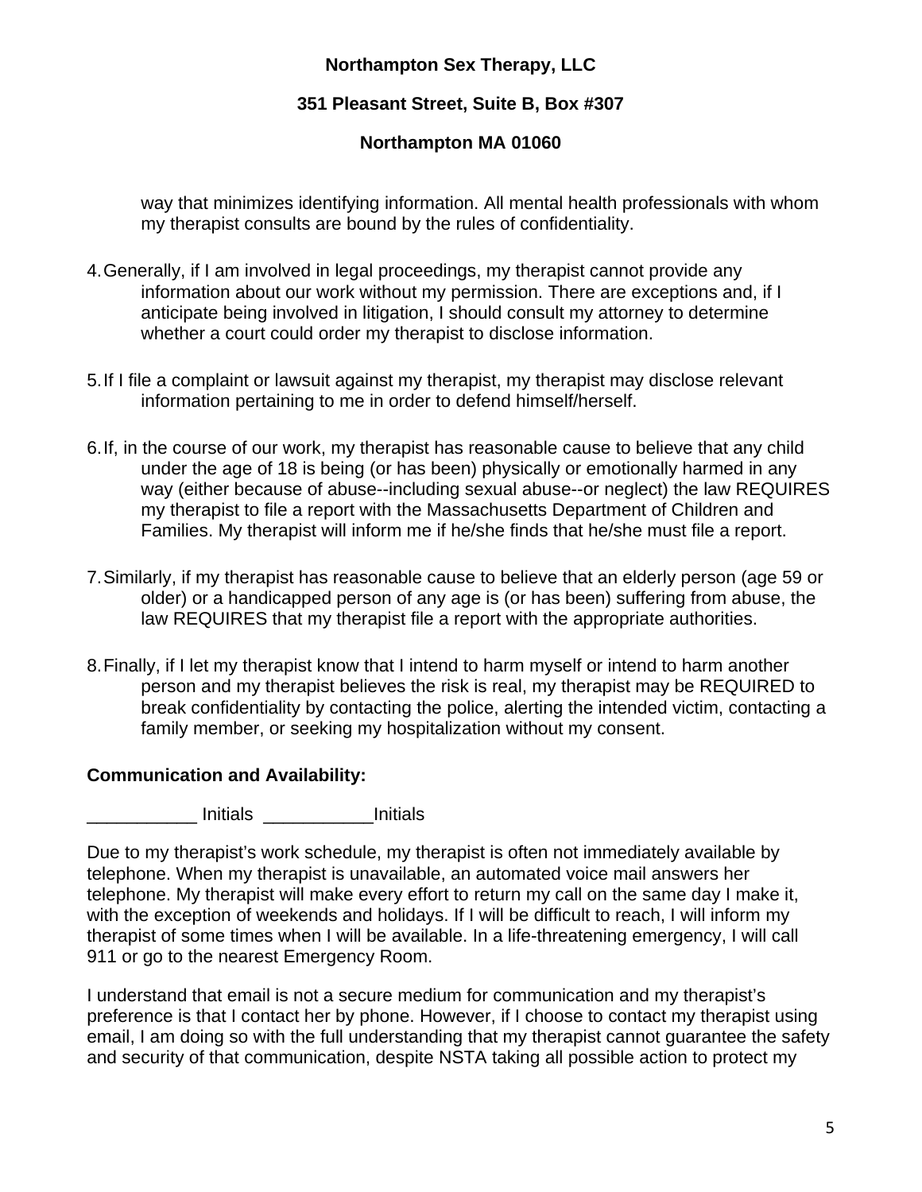way that minimizes identifying information. All mental health professionals with whom my therapist consults are bound by the rules of confidentiality.

4. Generally, if I am involved in legal proceedings, my therapist cannot provide any information about our work without my permission. There are exceptions and, if I anticipate being involved in litigation, I should consult my attorney to determine whether a court could order my therapist to disclose information.

5. If I file a complaint or lawsuit against my therapist, my therapist may disclose relevant information pertaining to me in order to defend himself/herself.

6. If, in the course of our work, my therapist has reasonable cause to believe that any child under the age of 18 is being (or has been) physically or emotionally harmed in any way (either because of abuse--including sexual abuse--or neglect) the law REQUIRES my therapist to file a report with the Massachusetts Department of Children and Families. My therapist will inform me if he/she finds that he/she must file a report.

7. Similarly, if my therapist has reasonable cause to believe that an elderly person (age 59 or older) or a handicapped person of any age is (or has been) suffering from abuse, the law REQUIRES that my therapist file a report with the appropriate authorities.

8. Finally, if I let my therapist know that I intend to harm myself or intend to harm another person and my therapist believes the risk is real, my therapist may be REQUIRED to break confidentiality by contacting the police, alerting the intended victim, contacting a family member, or seeking my hospitalization without my consent.

**Communication and Availability:**

___________ Initials ___________Initials

Due to my therapist's work schedule, my therapist is often not immediately available by telephone. When my therapist is unavailable, an automated voice mail answers her telephone. My therapist will make every effort to return my call on the same day I make it, with the exception of weekends and holidays. If I will be difficult to reach, I will inform my therapist of some times when I will be available. In a life-threatening emergency, I will call 911 or go to the nearest Emergency Room.

I understand that email is not a secure medium for communication and my therapist's preference is that I contact her by phone. However, if I choose to contact my therapist using email, I am doing so with the full understanding that my therapist cannot guarantee the safety and security of that communication, despite NSTA taking all possible action to protect my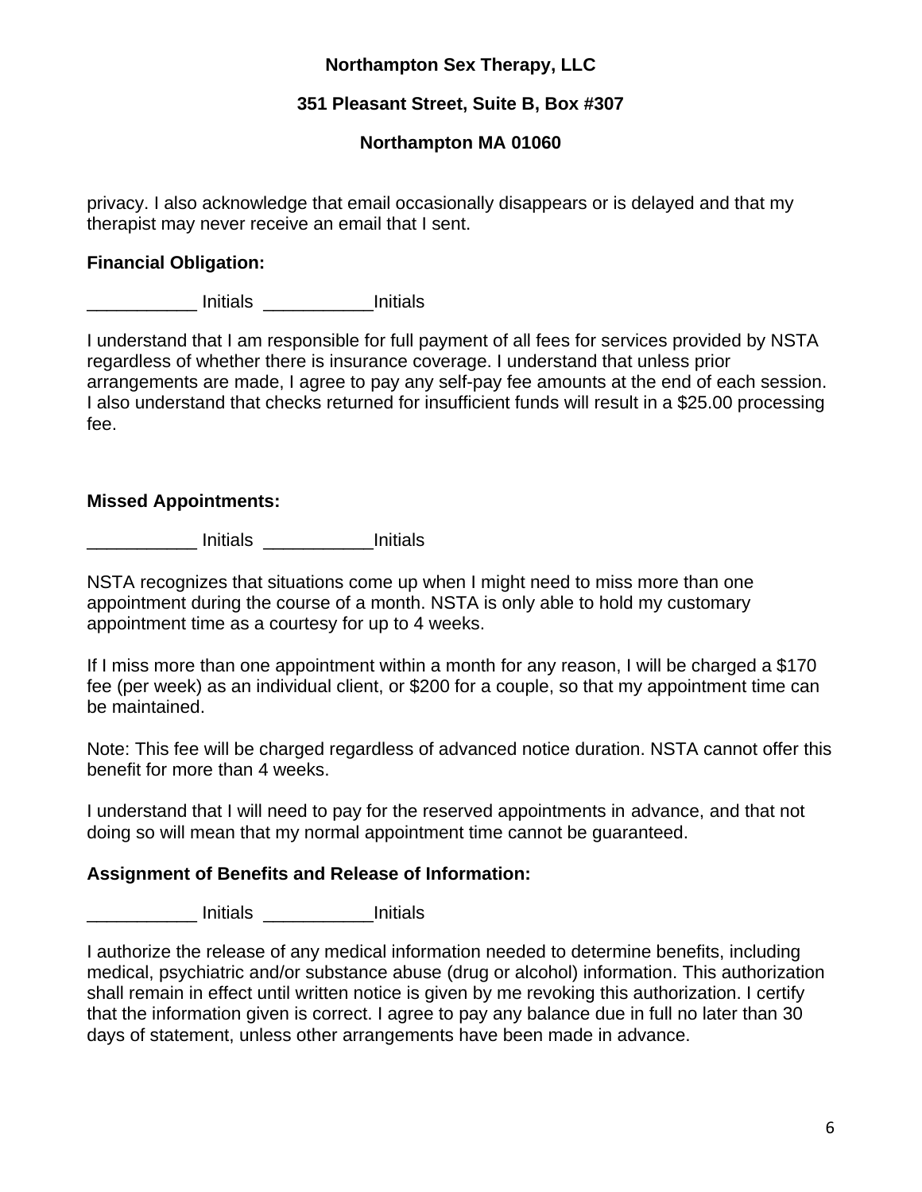privacy. I also acknowledge that email occasionally disappears or is delayed and that my therapist may never receive an email that I sent.

**Financial Obligation:**

___________ Initials ___________Initials

I understand that I am responsible for full payment of all fees for services provided by NSTA regardless of whether there is insurance coverage. I understand that unless prior arrangements are made, I agree to pay any self-pay fee amounts at the end of each session. I also understand that checks returned for insufficient funds will result in a $25.00 processing fee.

**Missed Appointments:**

___________ Initials ___________Initials

NSTA recognizes that situations come up when I might need to miss more than one appointment during the course of a month. NSTA is only able to hold my customary appointment time as a courtesy for up to 4 weeks.

If I miss more than one appointment within a month for any reason, I will be charged a $170 fee (per week) as an individual client, or $200 for a couple, so that my appointment time can be maintained.

Note: This fee will be charged regardless of advanced notice duration. NSTA cannot offer this benefit for more than 4 weeks.

I understand that I will need to pay for the reserved appointments in advance, and that not doing so will mean that my normal appointment time cannot be guaranteed.

**Assignment of Benefits and Release of Information:**

___________ Initials ___________Initials

I authorize the release of any medical information needed to determine benefits, including medical, psychiatric and/or substance abuse (drug or alcohol) information. This authorization shall remain in effect until written notice is given by me revoking this authorization. I certify that the information given is correct. I agree to pay any balance due in full no later than 30 days of statement, unless other arrangements have been made in advance.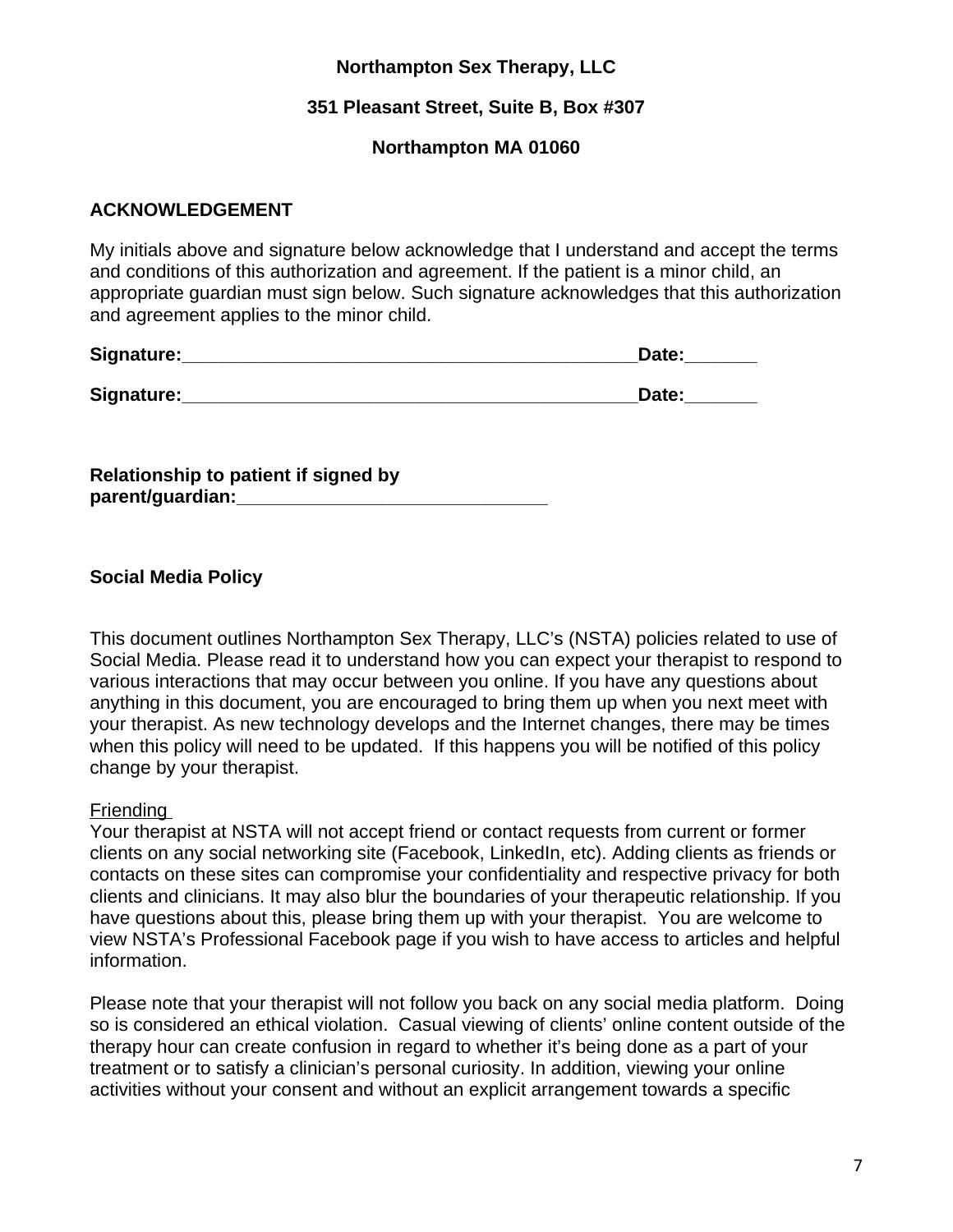**Northampton Sex Therapy, LLC**

**351 Pleasant Street, Suite B, Box #307**

**Northampton MA 01060**

## ACKNOWLEDGEMENT

My initials above and signature below acknowledge that I understand and accept the terms and conditions of this authorization and agreement. If the patient is a minor child, an appropriate guardian must sign below. Such signature acknowledges that this authorization and agreement applies to the minor child.

**Signature:**_____________________________________________**Date:**_______

**Signature:**_____________________________________________**Date:**_______

**Relationship to patient if signed by parent/guardian:**______________________________

## Social Media Policy

This document outlines Northampton Sex Therapy, LLC's (NSTA) policies related to use of Social Media. Please read it to understand how you can expect your therapist to respond to various interactions that may occur between you online. If you have any questions about anything in this document, you are encouraged to bring them up when you next meet with your therapist. As new technology develops and the Internet changes, there may be times when this policy will need to be updated. If this happens you will be notified of this policy change by your therapist.

Friending

Your therapist at NSTA will not accept friend or contact requests from current or former clients on any social networking site (Facebook, LinkedIn, etc). Adding clients as friends or contacts on these sites can compromise your confidentiality and respective privacy for both clients and clinicians. It may also blur the boundaries of your therapeutic relationship. If you have questions about this, please bring them up with your therapist. You are welcome to view NSTA's Professional Facebook page if you wish to have access to articles and helpful information.

Please note that your therapist will not follow you back on any social media platform. Doing so is considered an ethical violation. Casual viewing of clients' online content outside of the therapy hour can create confusion in regard to whether it's being done as a part of your treatment or to satisfy a clinician's personal curiosity. In addition, viewing your online activities without your consent and without an explicit arrangement towards a specific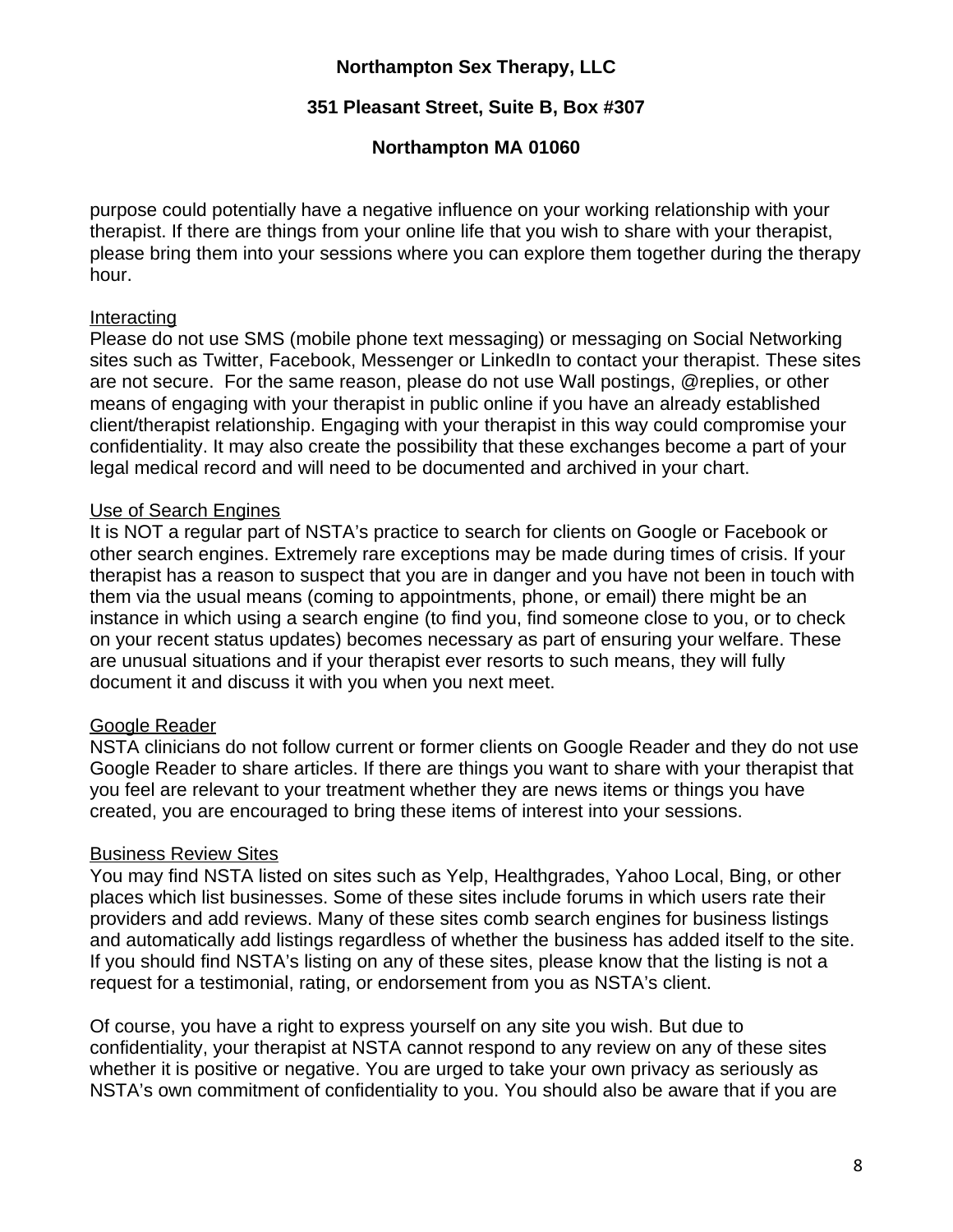purpose could potentially have a negative influence on your working relationship with your therapist. If there are things from your online life that you wish to share with your therapist, please bring them into your sessions where you can explore them together during the therapy hour.

<u>Interacting</u>
Please do not use SMS (mobile phone text messaging) or messaging on Social Networking sites such as Twitter, Facebook, Messenger or LinkedIn to contact your therapist. These sites are not secure. For the same reason, please do not use Wall postings, @replies, or other means of engaging with your therapist in public online if you have an already established client/therapist relationship. Engaging with your therapist in this way could compromise your confidentiality. It may also create the possibility that these exchanges become a part of your legal medical record and will need to be documented and archived in your chart.

<u>Use of Search Engines</u>
It is NOT a regular part of NSTA's practice to search for clients on Google or Facebook or other search engines. Extremely rare exceptions may be made during times of crisis. If your therapist has a reason to suspect that you are in danger and you have not been in touch with them via the usual means (coming to appointments, phone, or email) there might be an instance in which using a search engine (to find you, find someone close to you, or to check on your recent status updates) becomes necessary as part of ensuring your welfare. These are unusual situations and if your therapist ever resorts to such means, they will fully document it and discuss it with you when you next meet.

<u>Google Reader</u>
NSTA clinicians do not follow current or former clients on Google Reader and they do not use Google Reader to share articles. If there are things you want to share with your therapist that you feel are relevant to your treatment whether they are news items or things you have created, you are encouraged to bring these items of interest into your sessions.

<u>Business Review Sites</u>
You may find NSTA listed on sites such as Yelp, Healthgrades, Yahoo Local, Bing, or other places which list businesses. Some of these sites include forums in which users rate their providers and add reviews. Many of these sites comb search engines for business listings and automatically add listings regardless of whether the business has added itself to the site. If you should find NSTA's listing on any of these sites, please know that the listing is not a request for a testimonial, rating, or endorsement from you as NSTA's client.

Of course, you have a right to express yourself on any site you wish. But due to confidentiality, your therapist at NSTA cannot respond to any review on any of these sites whether it is positive or negative. You are urged to take your own privacy as seriously as NSTA's own commitment of confidentiality to you. You should also be aware that if you are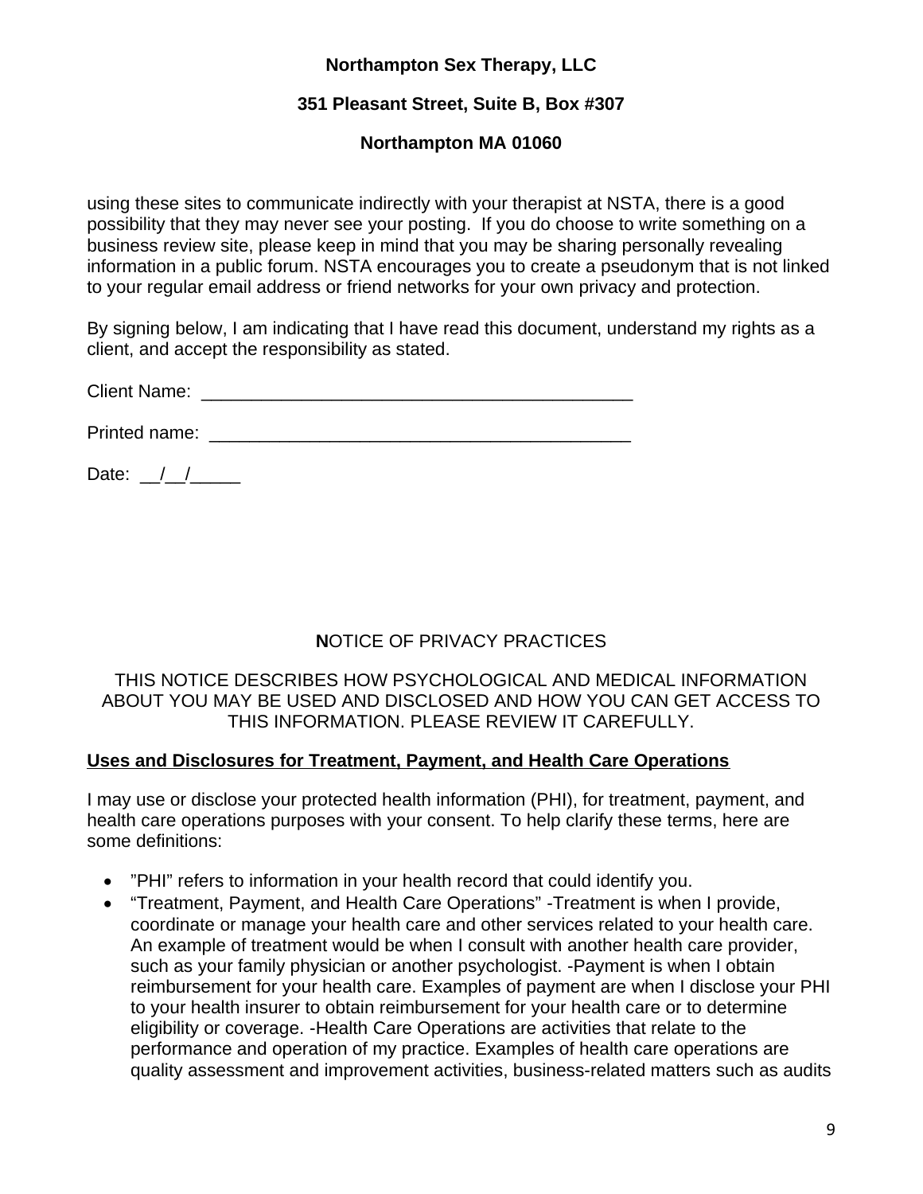using these sites to communicate indirectly with your therapist at NSTA, there is a good possibility that they may never see your posting.  If you do choose to write something on a business review site, please keep in mind that you may be sharing personally revealing information in a public forum. NSTA encourages you to create a pseudonym that is not linked to your regular email address or friend networks for your own privacy and protection.

By signing below, I am indicating that I have read this document, understand my rights as a client, and accept the responsibility as stated.

Client Name:  ____________________________________________

Printed name:  ___________________________________________

Date:  __/__/_____

## **N**OTICE OF PRIVACY PRACTICES

THIS NOTICE DESCRIBES HOW PSYCHOLOGICAL AND MEDICAL INFORMATION ABOUT YOU MAY BE USED AND DISCLOSED AND HOW YOU CAN GET ACCESS TO THIS INFORMATION. PLEASE REVIEW IT CAREFULLY.

### **Uses and Disclosures for Treatment, Payment, and Health Care Operations**

I may use or disclose your protected health information (PHI), for treatment, payment, and health care operations purposes with your consent. To help clarify these terms, here are some definitions:

- ”PHI” refers to information in your health record that could identify you.
- “Treatment, Payment, and Health Care Operations” -Treatment is when I provide, coordinate or manage your health care and other services related to your health care. An example of treatment would be when I consult with another health care provider, such as your family physician or another psychologist. -Payment is when I obtain reimbursement for your health care. Examples of payment are when I disclose your PHI to your health insurer to obtain reimbursement for your health care or to determine eligibility or coverage. -Health Care Operations are activities that relate to the performance and operation of my practice. Examples of health care operations are quality assessment and improvement activities, business-related matters such as audits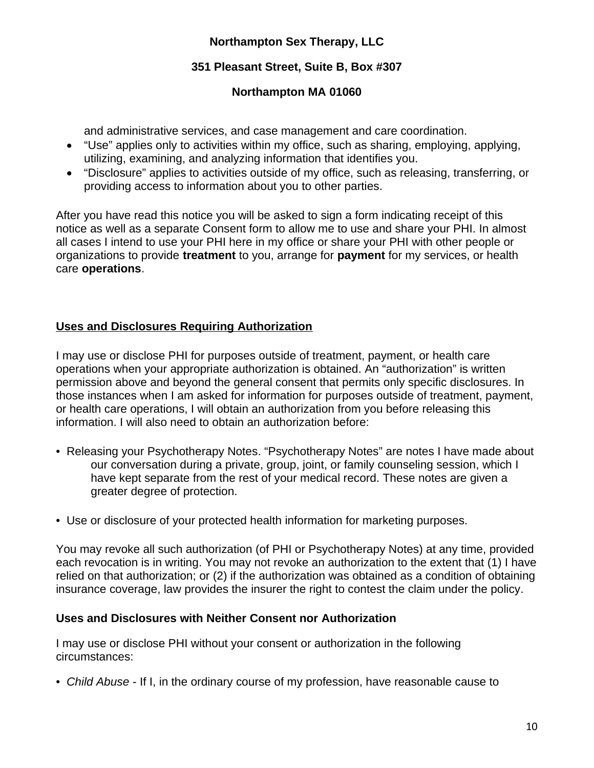and administrative services, and case management and care coordination.

- “Use” applies only to activities within my office, such as sharing, employing, applying, utilizing, examining, and analyzing information that identifies you.
- “Disclosure” applies to activities outside of my office, such as releasing, transferring, or providing access to information about you to other parties.

After you have read this notice you will be asked to sign a form indicating receipt of this notice as well as a separate Consent form to allow me to use and share your PHI. In almost all cases I intend to use your PHI here in my office or share your PHI with other people or organizations to provide **treatment** to you, arrange for **payment** for my services, or health care **operations**.

## Uses and Disclosures Requiring Authorization

I may use or disclose PHI for purposes outside of treatment, payment, or health care operations when your appropriate authorization is obtained. An “authorization” is written permission above and beyond the general consent that permits only specific disclosures. In those instances when I am asked for information for purposes outside of treatment, payment, or health care operations, I will obtain an authorization from you before releasing this information. I will also need to obtain an authorization before:

- Releasing your Psychotherapy Notes. “Psychotherapy Notes” are notes I have made about our conversation during a private, group, joint, or family counseling session, which I have kept separate from the rest of your medical record. These notes are given a greater degree of protection.

- Use or disclosure of your protected health information for marketing purposes.

You may revoke all such authorization (of PHI or Psychotherapy Notes) at any time, provided each revocation is in writing. You may not revoke an authorization to the extent that (1) I have relied on that authorization; or (2) if the authorization was obtained as a condition of obtaining insurance coverage, law provides the insurer the right to contest the claim under the policy.

## Uses and Disclosures with Neither Consent nor Authorization

I may use or disclose PHI without your consent or authorization in the following circumstances:

- *Child Abuse* - If I, in the ordinary course of my profession, have reasonable cause to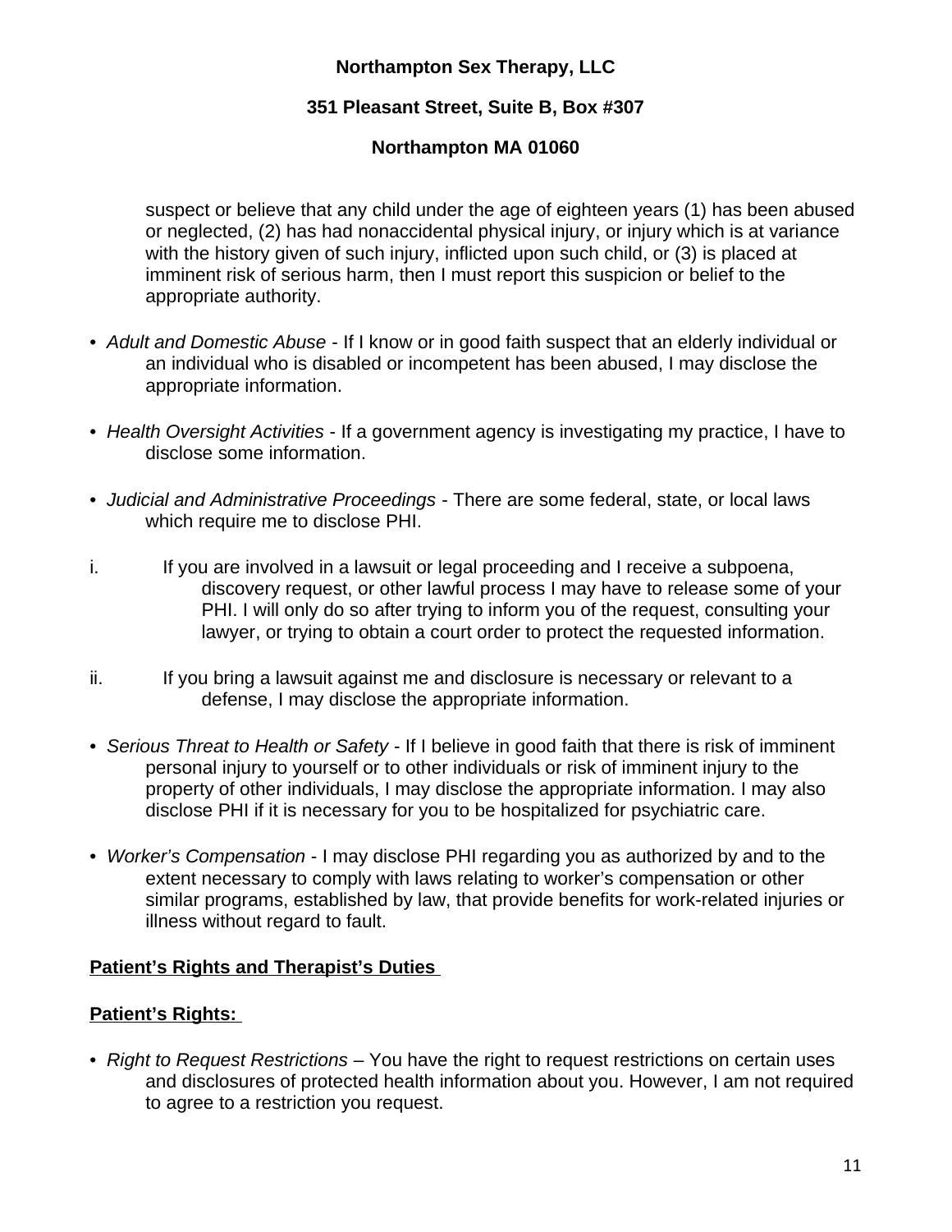suspect or believe that any child under the age of eighteen years (1) has been abused or neglected, (2) has had nonaccidental physical injury, or injury which is at variance with the history given of such injury, inflicted upon such child, or (3) is placed at imminent risk of serious harm, then I must report this suspicion or belief to the appropriate authority.

- *Adult and Domestic Abuse* - If I know or in good faith suspect that an elderly individual or an individual who is disabled or incompetent has been abused, I may disclose the appropriate information.
- *Health Oversight Activities* - If a government agency is investigating my practice, I have to disclose some information.
- *Judicial and Administrative Proceedings* - There are some federal, state, or local laws which require me to disclose PHI.

i. If you are involved in a lawsuit or legal proceeding and I receive a subpoena, discovery request, or other lawful process I may have to release some of your PHI. I will only do so after trying to inform you of the request, consulting your lawyer, or trying to obtain a court order to protect the requested information.

ii. If you bring a lawsuit against me and disclosure is necessary or relevant to a defense, I may disclose the appropriate information.

- *Serious Threat to Health or Safety* - If I believe in good faith that there is risk of imminent personal injury to yourself or to other individuals or risk of imminent injury to the property of other individuals, I may disclose the appropriate information. I may also disclose PHI if it is necessary for you to be hospitalized for psychiatric care.
- *Worker's Compensation* - I may disclose PHI regarding you as authorized by and to the extent necessary to comply with laws relating to worker's compensation or other similar programs, established by law, that provide benefits for work-related injuries or illness without regard to fault.

**<u>Patient's Rights and Therapist's Duties</u>**

**<u>Patient's Rights:</u>**

- *Right to Request Restrictions* – You have the right to request restrictions on certain uses and disclosures of protected health information about you. However, I am not required to agree to a restriction you request.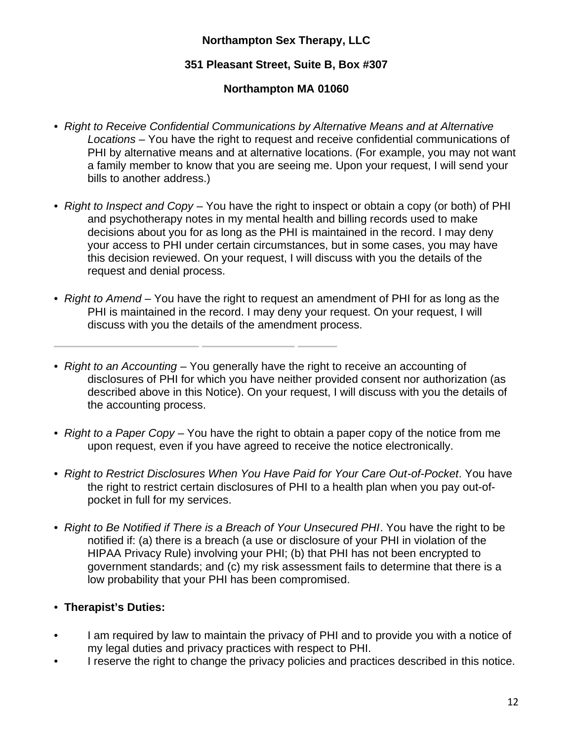**Northampton Sex Therapy, LLC**

**351 Pleasant Street, Suite B, Box #307**

**Northampton MA 01060**

- *Right to Receive Confidential Communications by Alternative Means and at Alternative Locations* – You have the right to request and receive confidential communications of PHI by alternative means and at alternative locations. (For example, you may not want a family member to know that you are seeing me. Upon your request, I will send your bills to another address.)

- *Right to Inspect and Copy* – You have the right to inspect or obtain a copy (or both) of PHI and psychotherapy notes in my mental health and billing records used to make decisions about you for as long as the PHI is maintained in the record. I may deny your access to PHI under certain circumstances, but in some cases, you may have this decision reviewed. On your request, I will discuss with you the details of the request and denial process.

- *Right to Amend* – You have the right to request an amendment of PHI for as long as the PHI is maintained in the record. I may deny your request. On your request, I will discuss with you the details of the amendment process.

- *Right to an Accounting* – You generally have the right to receive an accounting of disclosures of PHI for which you have neither provided consent nor authorization (as described above in this Notice). On your request, I will discuss with you the details of the accounting process.

- *Right to a Paper Copy* – You have the right to obtain a paper copy of the notice from me upon request, even if you have agreed to receive the notice electronically.

- *Right to Restrict Disclosures When You Have Paid for Your Care Out-of-Pocket*. You have the right to restrict certain disclosures of PHI to a health plan when you pay out-of-pocket in full for my services.

- *Right to Be Notified if There is a Breach of Your Unsecured PHI*. You have the right to be notified if: (a) there is a breach (a use or disclosure of your PHI in violation of the HIPAA Privacy Rule) involving your PHI; (b) that PHI has not been encrypted to government standards; and (c) my risk assessment fails to determine that there is a low probability that your PHI has been compromised.

- **Therapist's Duties:**

- I am required by law to maintain the privacy of PHI and to provide you with a notice of my legal duties and privacy practices with respect to PHI.
- I reserve the right to change the privacy policies and practices described in this notice.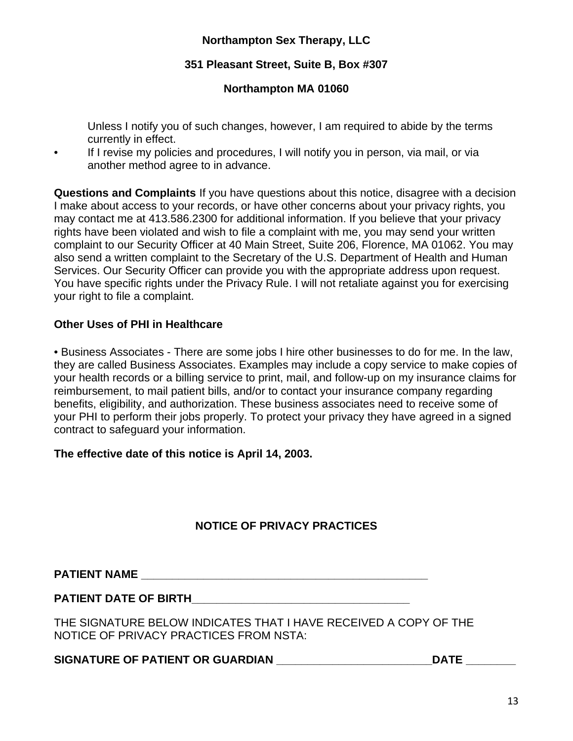**Northampton Sex Therapy, LLC**

**351 Pleasant Street, Suite B, Box #307**

**Northampton MA 01060**

Unless I notify you of such changes, however, I am required to abide by the terms currently in effect.

- If I revise my policies and procedures, I will notify you in person, via mail, or via another method agree to in advance.

**Questions and Complaints** If you have questions about this notice, disagree with a decision I make about access to your records, or have other concerns about your privacy rights, you may contact me at 413.586.2300 for additional information. If you believe that your privacy rights have been violated and wish to file a complaint with me, you may send your written complaint to our Security Officer at 40 Main Street, Suite 206, Florence, MA 01062. You may also send a written complaint to the Secretary of the U.S. Department of Health and Human Services. Our Security Officer can provide you with the appropriate address upon request. You have specific rights under the Privacy Rule. I will not retaliate against you for exercising your right to file a complaint.

**Other Uses of PHI in Healthcare**

- Business Associates - There are some jobs I hire other businesses to do for me. In the law, they are called Business Associates. Examples may include a copy service to make copies of your health records or a billing service to print, mail, and follow-up on my insurance claims for reimbursement, to mail patient bills, and/or to contact your insurance company regarding benefits, eligibility, and authorization. These business associates need to receive some of your PHI to perform their jobs properly. To protect your privacy they have agreed in a signed contract to safeguard your information.

**The effective date of this notice is April 14, 2003.**

**NOTICE OF PRIVACY PRACTICES**

**PATIENT NAME** ______________________________________________

**PATIENT DATE OF BIRTH**____________________________________

THE SIGNATURE BELOW INDICATES THAT I HAVE RECEIVED A COPY OF THE NOTICE OF PRIVACY PRACTICES FROM NSTA:

**SIGNATURE OF PATIENT OR GUARDIAN** _________________________**DATE** ________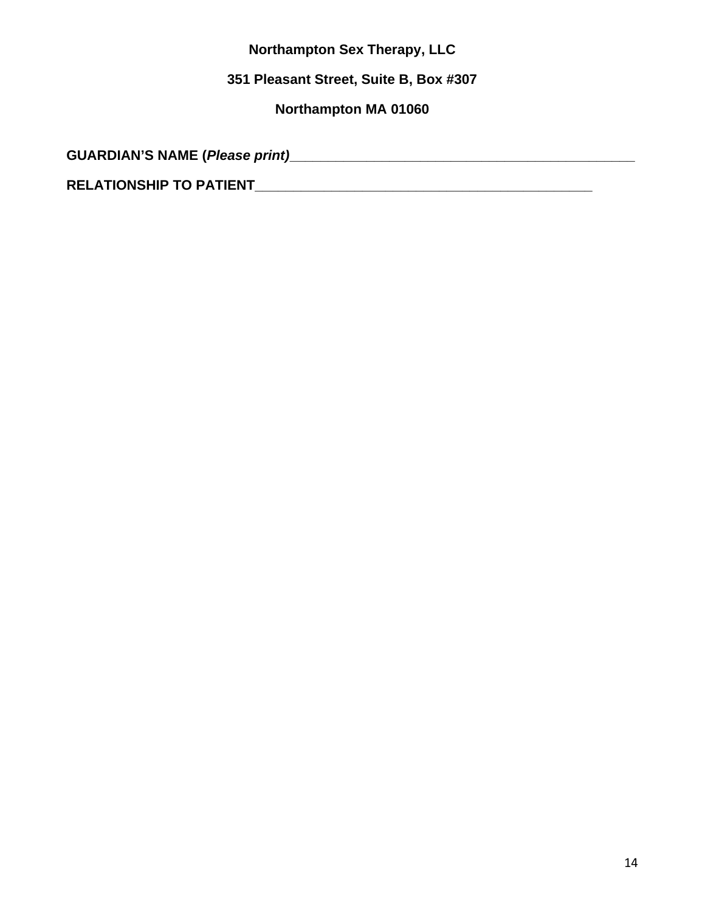**Northampton Sex Therapy, LLC**

**351 Pleasant Street, Suite B, Box #307**

**Northampton MA 01060**

**GUARDIAN'S NAME (*Please print)*_______________________________________________**

**RELATIONSHIP TO PATIENT_______________________________________________**